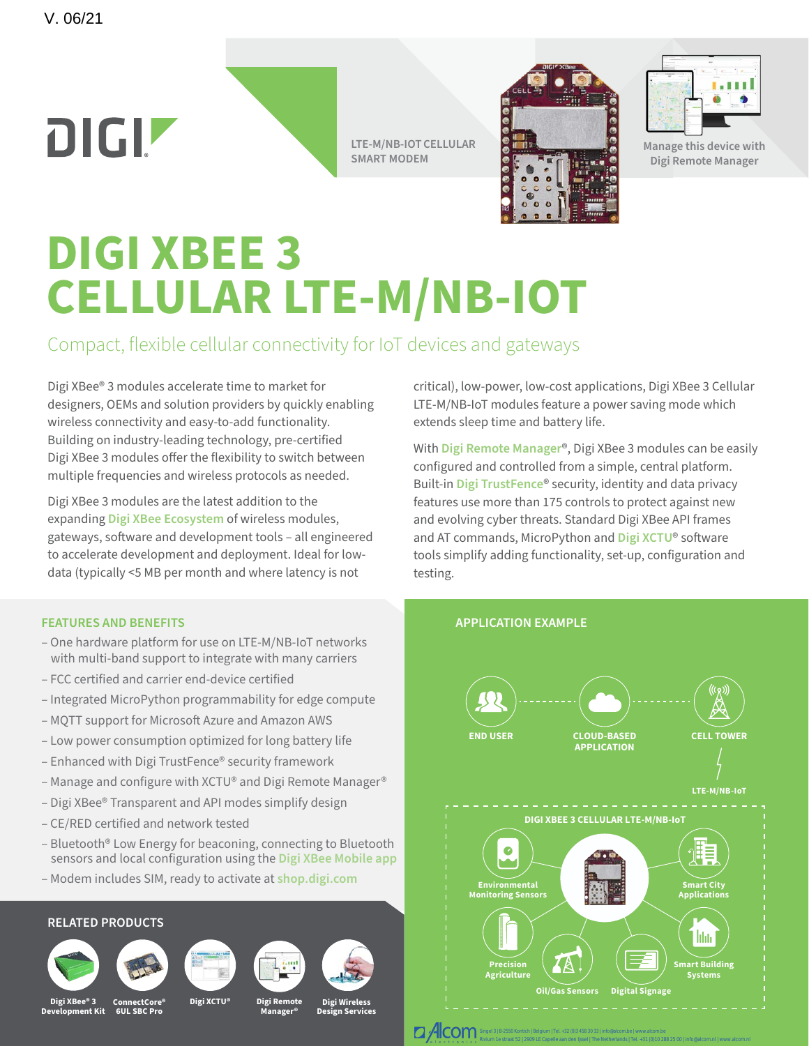V. 06/21

DIGI

LTE-M/NB-IOT CELLULAR SMART MODEM

Manage this device with Digi Remote Manager

# DIGI XBEE 3 CELLULAR LTE-M/NB-IOT

## Compact, flexible cellular connectivity for IoT devices and gateways

Digi XBee® 3 modules accelerate time to market for designers, OEMs and solution providers by quickly enabling wireless connectivity and easy-to-add functionality. Building on industry-leading technology, pre-certified Digi XBee 3 modules offer the flexibility to switch between multiple frequencies and wireless protocols as needed.

Digi XBee 3 modules are the latest addition to the expanding Digi XBee Ecosystem of wireless modules, gateways, software and development tools – all engineered to accelerate development and deployment. Ideal for low-data (typically <5 MB per month and where latency is not critical), low-power, low-cost applications, Digi XBee 3 Cellular LTE-M/NB-IoT modules feature a power saving mode which extends sleep time and battery life.

With Digi Remote Manager®, Digi XBee 3 modules can be easily configured and controlled from a simple, central platform. Built-in Digi TrustFence® security, identity and data privacy features use more than 175 controls to protect against new and evolving cyber threats. Standard Digi XBee API frames and AT commands, MicroPython and Digi XCTU® software tools simplify adding functionality, set-up, configuration and testing.

### FEATURES AND BENEFITS

- One hardware platform for use on LTE-M/NB-IoT networks with multi-band support to integrate with many carriers
- FCC certified and carrier end-device certified
- Integrated MicroPython programmability for edge compute
- MQTT support for Microsoft Azure and Amazon AWS
- Low power consumption optimized for long battery life
- Enhanced with Digi TrustFence® security framework
- Manage and configure with XCTU® and Digi Remote Manager®
- Digi XBee® Transparent and API modes simplify design
- CE/RED certified and network tested
- Bluetooth® Low Energy for beaconing, connecting to Bluetooth sensors and local configuration using the Digi XBee Mobile app
- Modem includes SIM, ready to activate at shop.digi.com

### APPLICATION EXAMPLE

END USER · CLOUD-BASED APPLICATION · CELL TOWER

LTE-M/NB-IoT

DIGI XBEE 3 CELLULAR LTE-M/NB-IoT

- Environmental Monitoring Sensors
- Smart City Applications
- Precision Agriculture
- Oil/Gas Sensors
- Digital Signage
- Smart Building Systems

### RELATED PRODUCTS

- Digi XBee® 3 Development Kit
- ConnectCore® 6UL SBC Pro
- Digi XCTU®
- Digi Remote Manager®
- Digi Wireless Design Services

Alcom electronics — Singel 3 | B-2550 Kontich | Belgium | Tel. +32 (0)3 458 30 33 | info@alcom.be | www.alcom.be
Rivium 1e straat 52 | 2909 LE Capelle aan den IJssel | The Netherlands | Tel. +31 (0)10 288 25 00 | info@alcom.nl | www.alcom.nl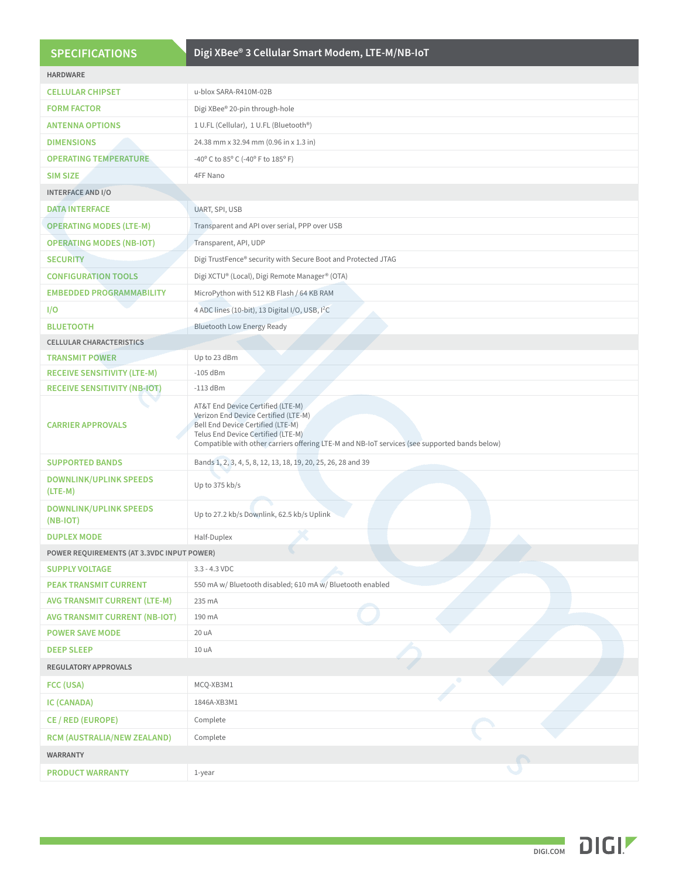| SPECIFICATIONS | Digi XBee® 3 Cellular Smart Modem, LTE-M/NB-IoT |
|---|---|
| **HARDWARE** | |
| CELLULAR CHIPSET | u-blox SARA-R410M-02B |
| FORM FACTOR | Digi XBee® 20-pin through-hole |
| ANTENNA OPTIONS | 1 U.FL (Cellular), 1 U.FL (Bluetooth®) |
| DIMENSIONS | 24.38 mm x 32.94 mm (0.96 in x 1.3 in) |
| OPERATING TEMPERATURE | -40° C to 85° C (-40° F to 185° F) |
| SIM SIZE | 4FF Nano |
| **INTERFACE AND I/O** | |
| DATA INTERFACE | UART, SPI, USB |
| OPERATING MODES (LTE-M) | Transparent and API over serial, PPP over USB |
| OPERATING MODES (NB-IOT) | Transparent, API, UDP |
| SECURITY | Digi TrustFence® security with Secure Boot and Protected JTAG |
| CONFIGURATION TOOLS | Digi XCTU® (Local), Digi Remote Manager® (OTA) |
| EMBEDDED PROGRAMMABILITY | MicroPython with 512 KB Flash / 64 KB RAM |
| I/O | 4 ADC lines (10-bit), 13 Digital I/O, USB, I²C |
| BLUETOOTH | Bluetooth Low Energy Ready |
| **CELLULAR CHARACTERISTICS** | |
| TRANSMIT POWER | Up to 23 dBm |
| RECEIVE SENSITIVITY (LTE-M) | -105 dBm |
| RECEIVE SENSITIVITY (NB-IOT) | -113 dBm |
| CARRIER APPROVALS | AT&T End Device Certified (LTE-M)<br>Verizon End Device Certified (LTE-M)<br>Bell End Device Certified (LTE-M)<br>Telus End Device Certified (LTE-M)<br>Compatible with other carriers offering LTE-M and NB-IoT services (see supported bands below) |
| SUPPORTED BANDS | Bands 1, 2, 3, 4, 5, 8, 12, 13, 18, 19, 20, 25, 26, 28 and 39 |
| DOWNLINK/UPLINK SPEEDS (LTE-M) | Up to 375 kb/s |
| DOWNLINK/UPLINK SPEEDS (NB-IOT) | Up to 27.2 kb/s Downlink, 62.5 kb/s Uplink |
| DUPLEX MODE | Half-Duplex |
| **POWER REQUIREMENTS (AT 3.3VDC INPUT POWER)** | |
| SUPPLY VOLTAGE | 3.3 - 4.3 VDC |
| PEAK TRANSMIT CURRENT | 550 mA w/ Bluetooth disabled; 610 mA w/ Bluetooth enabled |
| AVG TRANSMIT CURRENT (LTE-M) | 235 mA |
| AVG TRANSMIT CURRENT (NB-IOT) | 190 mA |
| POWER SAVE MODE | 20 uA |
| DEEP SLEEP | 10 uA |
| **REGULATORY APPROVALS** | |
| FCC (USA) | MCQ-XB3M1 |
| IC (CANADA) | 1846A-XB3M1 |
| CE / RED (EUROPE) | Complete |
| RCM (AUSTRALIA/NEW ZEALAND) | Complete |
| **WARRANTY** | |
| PRODUCT WARRANTY | 1-year |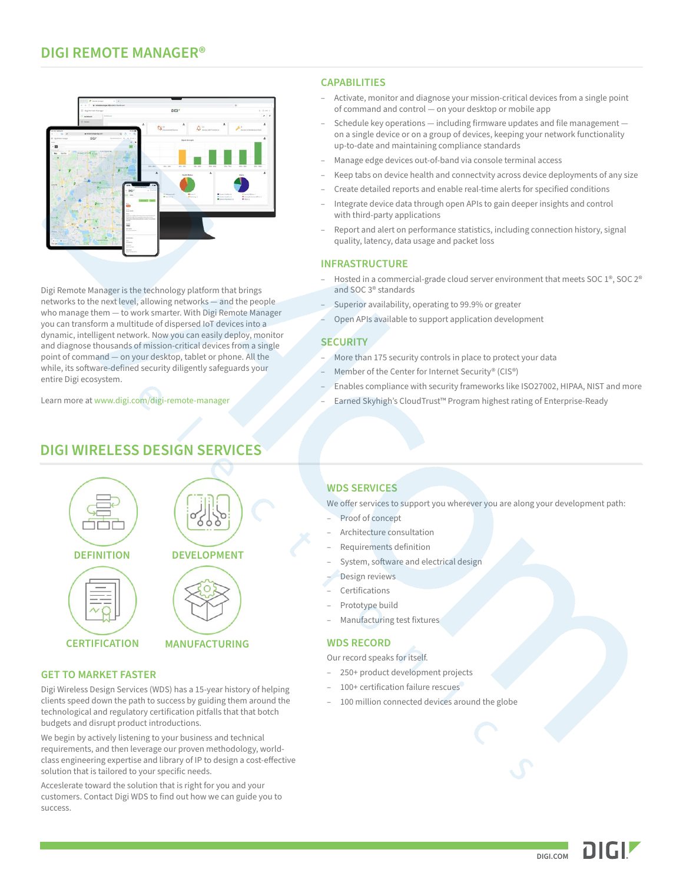## DIGI REMOTE MANAGER®

Digi Remote Manager is the technology platform that brings networks to the next level, allowing networks — and the people who manage them — to work smarter. With Digi Remote Manager you can transform a multitude of dispersed IoT devices into a dynamic, intelligent network. Now you can easily deploy, monitor and diagnose thousands of mission-critical devices from a single point of command — on your desktop, tablet or phone. All the while, its software-defined security diligently safeguards your entire Digi ecosystem.

Learn more at www.digi.com/digi-remote-manager

### CAPABILITIES

- Activate, monitor and diagnose your mission-critical devices from a single point of command and control — on your desktop or mobile app
- Schedule key operations — including firmware updates and file management — on a single device or on a group of devices, keeping your network functionality up-to-date and maintaining compliance standards
- Manage edge devices out-of-band via console terminal access
- Keep tabs on device health and connectvity across device deployments of any size
- Create detailed reports and enable real-time alerts for specified conditions
- Integrate device data through open APIs to gain deeper insights and control with third-party applications
- Report and alert on performance statistics, including connection history, signal quality, latency, data usage and packet loss

### INFRASTRUCTURE

- Hosted in a commercial-grade cloud server environment that meets SOC 1®, SOC 2® and SOC 3® standards
- Superior availability, operating to 99.9% or greater
- Open APIs available to support application development

### SECURITY

- More than 175 security controls in place to protect your data
- Member of the Center for Internet Security® (CIS®)
- Enables compliance with security frameworks like ISO27002, HIPAA, NIST and more
- Earned Skyhigh's CloudTrust™ Program highest rating of Enterprise-Ready

## DIGI WIRELESS DESIGN SERVICES

DEFINITION

DEVELOPMENT

CERTIFICATION

MANUFACTURING

### GET TO MARKET FASTER

Digi Wireless Design Services (WDS) has a 15-year history of helping clients speed down the path to success by guiding them around the technological and regulatory certification pitfalls that that botch budgets and disrupt product introductions.

We begin by actively listening to your business and technical requirements, and then leverage our proven methodology, world-class engineering expertise and library of IP to design a cost-effective solution that is tailored to your specific needs.

Accselerate toward the solution that is right for you and your customers. Contact Digi WDS to find out how we can guide you to success.

### WDS SERVICES

We offer services to support you wherever you are along your development path:

- Proof of concept
- Architecture consultation
- Requirements definition
- System, software and electrical design
- Design reviews
- Certifications
- Prototype build
- Manufacturing test fixtures

### WDS RECORD

Our record speaks for itself.

- 250+ product development projects
- 100+ certification failure rescues
- 100 million connected devices around the globe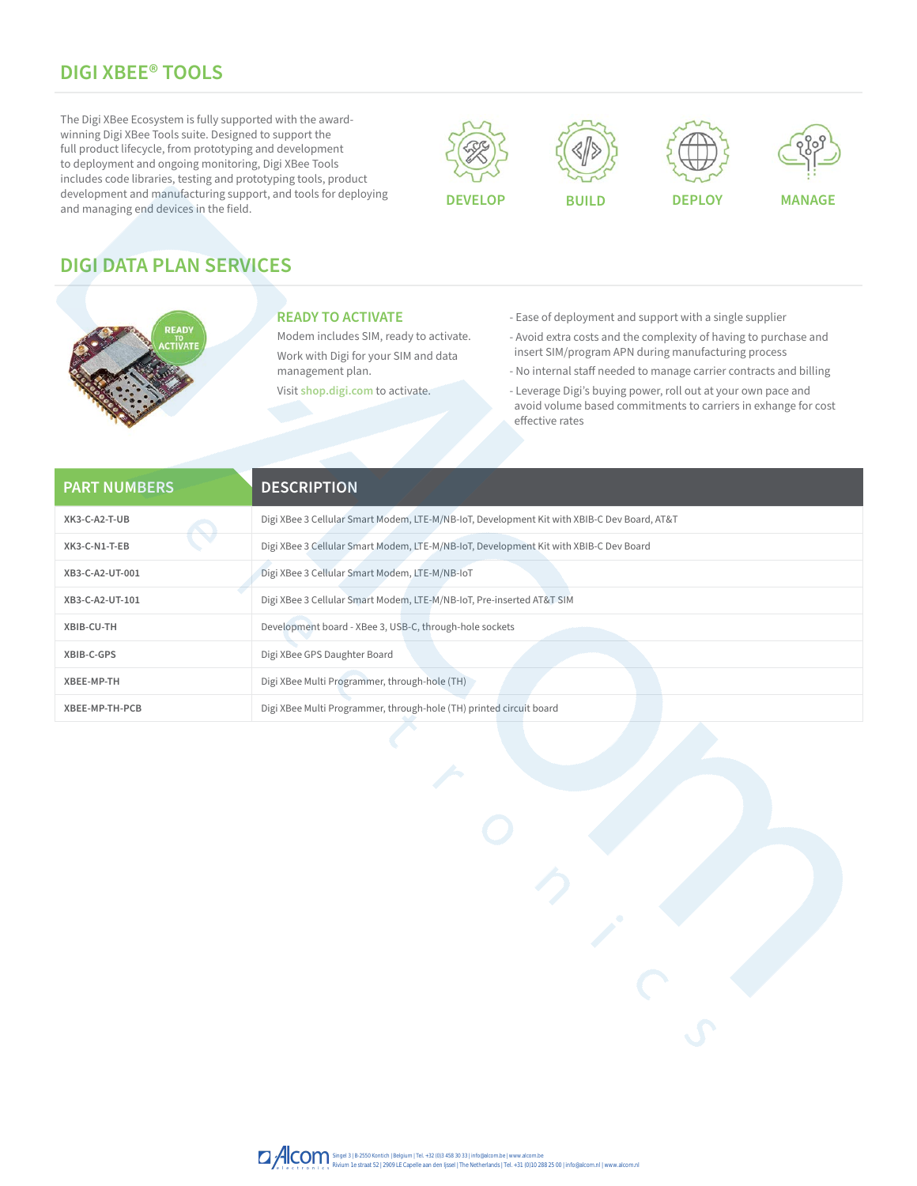## DIGI XBEE® TOOLS

The Digi XBee Ecosystem is fully supported with the award-winning Digi XBee Tools suite. Designed to support the full product lifecycle, from prototyping and development to deployment and ongoing monitoring, Digi XBee Tools includes code libraries, testing and prototyping tools, product development and manufacturing support, and tools for deploying and managing end devices in the field.

DEVELOP

BUILD

DEPLOY

MANAGE

## DIGI DATA PLAN SERVICES

READY TO ACTIVATE

### READY TO ACTIVATE

Modem includes SIM, ready to activate.

Work with Digi for your SIM and data management plan.

Visit **shop.digi.com** to activate.

- Ease of deployment and support with a single supplier
- Avoid extra costs and the complexity of having to purchase and insert SIM/program APN during manufacturing process
- No internal staff needed to manage carrier contracts and billing
- Leverage Digi's buying power, roll out at your own pace and avoid volume based commitments to carriers in exhange for cost effective rates

| PART NUMBERS | DESCRIPTION |
|---|---|
| XK3-C-A2-T-UB | Digi XBee 3 Cellular Smart Modem, LTE-M/NB-IoT, Development Kit with XBIB-C Dev Board, AT&T |
| XK3-C-N1-T-EB | Digi XBee 3 Cellular Smart Modem, LTE-M/NB-IoT, Development Kit with XBIB-C Dev Board |
| XB3-C-A2-UT-001 | Digi XBee 3 Cellular Smart Modem, LTE-M/NB-IoT |
| XB3-C-A2-UT-101 | Digi XBee 3 Cellular Smart Modem, LTE-M/NB-IoT, Pre-inserted AT&T SIM |
| XBIB-CU-TH | Development board - XBee 3, USB-C, through-hole sockets |
| XBIB-C-GPS | Digi XBee GPS Daughter Board |
| XBEE-MP-TH | Digi XBee Multi Programmer, through-hole (TH) |
| XBEE-MP-TH-PCB | Digi XBee Multi Programmer, through-hole (TH) printed circuit board |

Alcom electronics Singel 3 | B-2550 Kontich | Belgium | Tel. +32 (0)3 458 30 33 | info@alcom.be | www.alcom.be
Rivium 1e straat 52 | 2909 LE Capelle aan den Ijssel | The Netherlands | Tel. +31 (0)10 288 25 00 | info@alcom.nl | www.alcom.nl